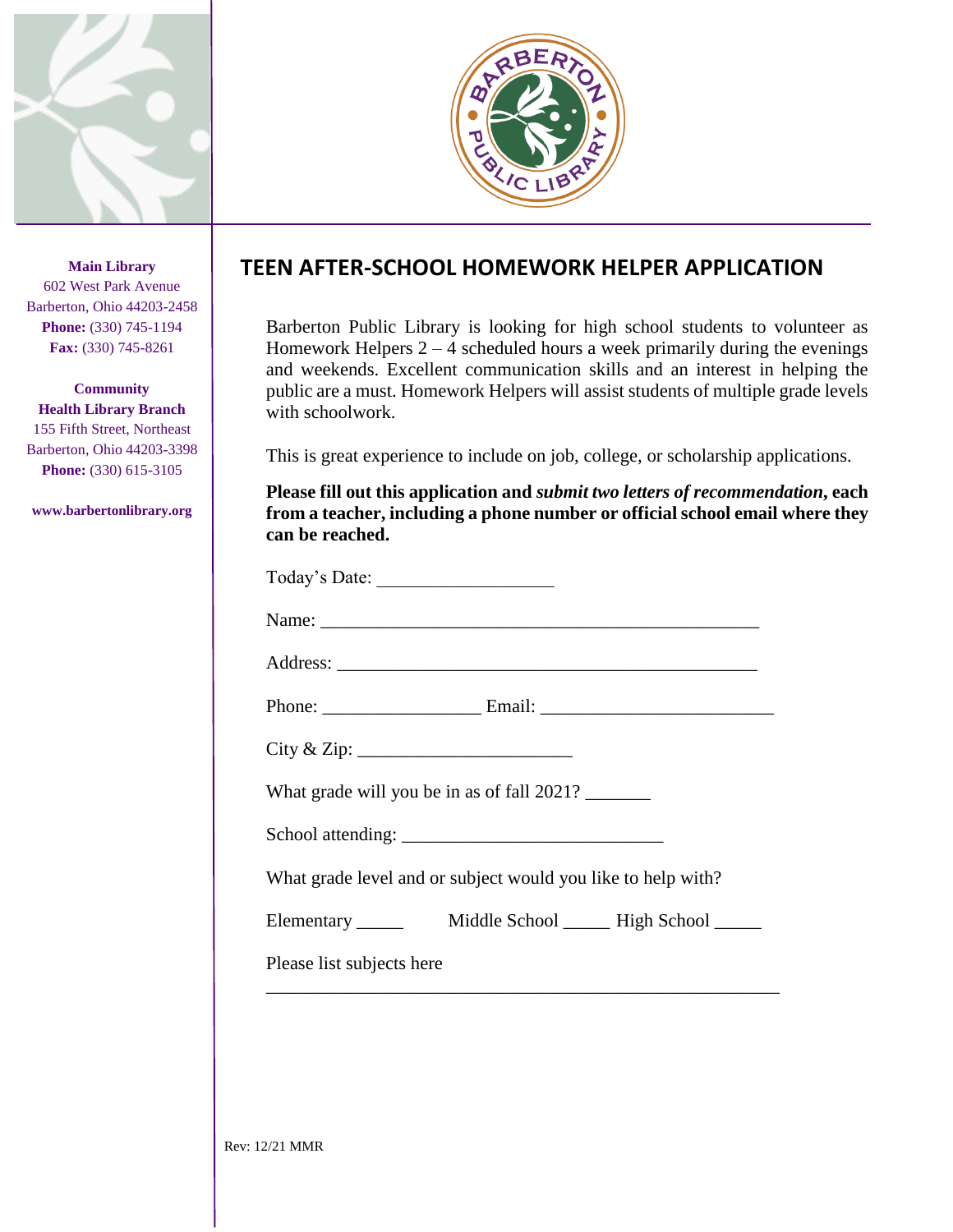**Main Library**
602 West Park Avenue
Barberton, Ohio 44203-2458
**Phone:** (330) 745-1194
**Fax:** (330) 745-8261

**Community Health Library Branch**
155 Fifth Street, Northeast
Barberton, Ohio 44203-3398
**Phone:** (330) 615-3105

**www.barbertonlibrary.org**

# TEEN AFTER-SCHOOL HOMEWORK HELPER APPLICATION

Barberton Public Library is looking for high school students to volunteer as Homework Helpers 2 – 4 scheduled hours a week primarily during the evenings and weekends. Excellent communication skills and an interest in helping the public are a must. Homework Helpers will assist students of multiple grade levels with schoolwork.

This is great experience to include on job, college, or scholarship applications.

**Please fill out this application and *submit two letters of recommendation*, each from a teacher, including a phone number or official school email where they can be reached.**

Today's Date: ___________________

Name: ________________________________________________

Address: ______________________________________________

Phone: _________________ Email: _________________________

City & Zip: _______________________

What grade will you be in as of fall 2021? _______

School attending: ____________________________

What grade level and or subject would you like to help with?

Elementary _____ Middle School _____ High School _____

Please list subjects here

________________________________________________________

Rev: 12/21 MMR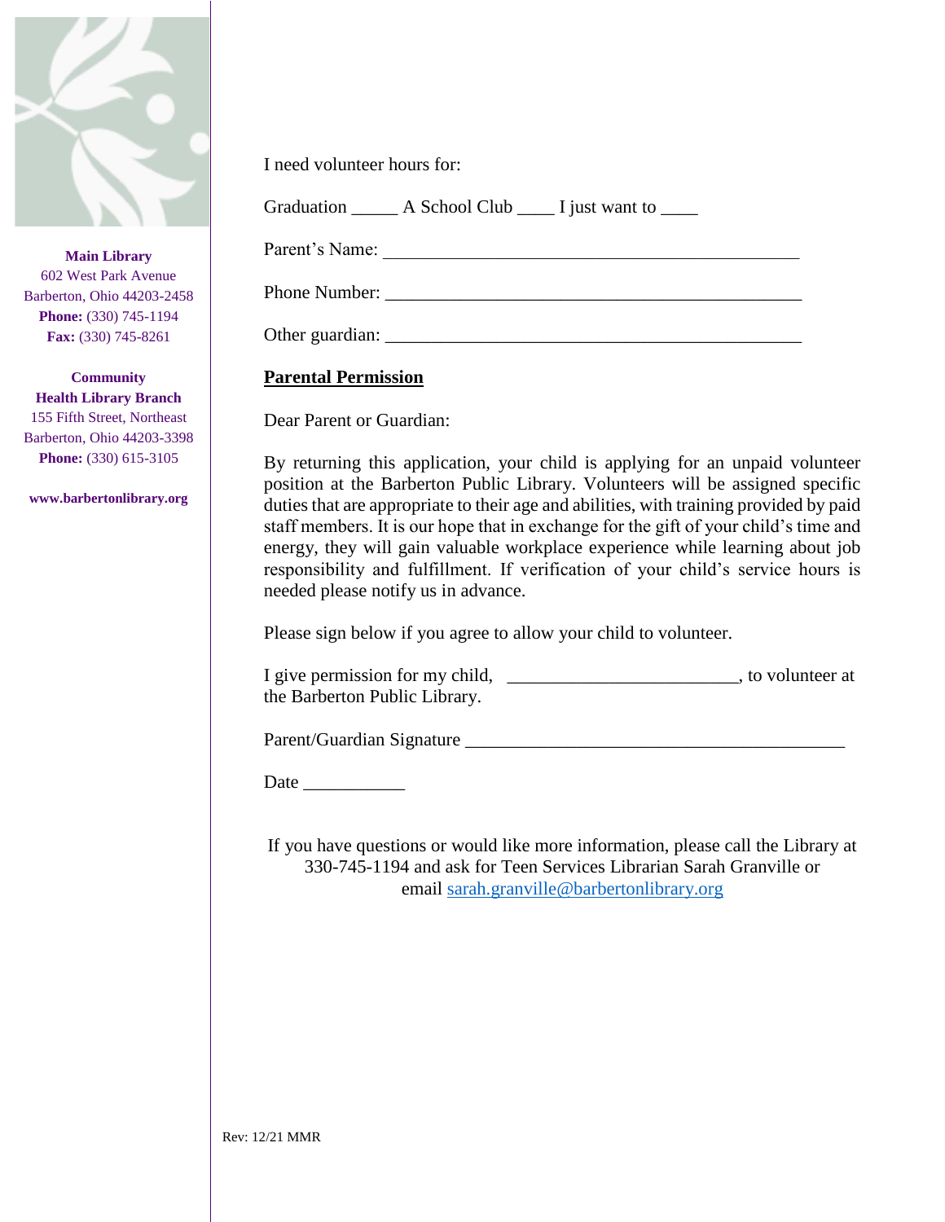**Main Library**
602 West Park Avenue
Barberton, Ohio 44203-2458
**Phone:** (330) 745-1194
**Fax:** (330) 745-8261

**Community Health Library Branch**
155 Fifth Street, Northeast
Barberton, Ohio 44203-3398
**Phone:** (330) 615-3105

**www.barbertonlibrary.org**

I need volunteer hours for:

Graduation _____ A School Club ____ I just want to ____

Parent's Name: ______________________________________________

Phone Number: ______________________________________________

Other guardian: ______________________________________________

## Parental Permission

Dear Parent or Guardian:

By returning this application, your child is applying for an unpaid volunteer position at the Barberton Public Library. Volunteers will be assigned specific duties that are appropriate to their age and abilities, with training provided by paid staff members. It is our hope that in exchange for the gift of your child's time and energy, they will gain valuable workplace experience while learning about job responsibility and fulfillment. If verification of your child's service hours is needed please notify us in advance.

Please sign below if you agree to allow your child to volunteer.

I give permission for my child, ________________________, to volunteer at the Barberton Public Library.

Parent/Guardian Signature __________________________________________

Date ___________

If you have questions or would like more information, please call the Library at 330-745-1194 and ask for Teen Services Librarian Sarah Granville or email sarah.granville@barbertonlibrary.org

Rev: 12/21 MMR